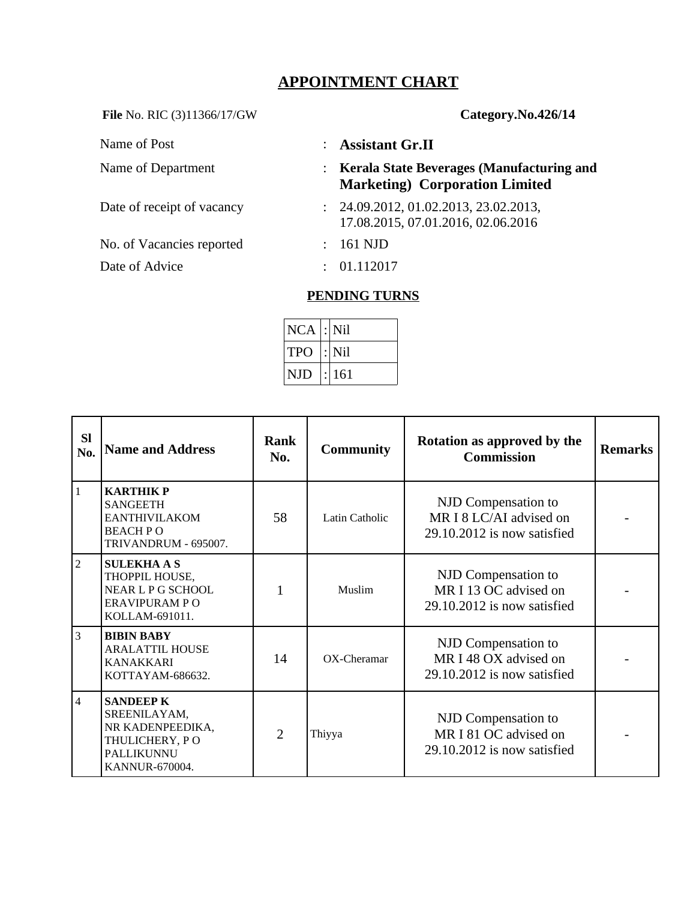# APPOINTMENT CHART

**File** No. RIC (3)11366/17/GW **Category.No.426/14**

| | | |
|---|---|---|
| Name of Post | : | **Assistant Gr.II** |
| Name of Department | : | **Kerala State Beverages (Manufacturing and Marketing) Corporation Limited** |
| Date of receipt of vacancy | : | 24.09.2012, 01.02.2013, 23.02.2013, 17.08.2015, 07.01.2016, 02.06.2016 |
| No. of Vacancies reported | : | 161 NJD |
| Date of Advice | : | 01.112017 |

## PENDING TURNS

| | | |
|---|---|---|
| NCA | : | Nil |
| TPO | : | Nil |
| NJD | : | 161 |

| Sl No. | Name and Address | Rank No. | Community | Rotation as approved by the Commission | Remarks |
|---|---|---|---|---|---|
| 1 | **KARTHIK P** SANGEETH EANTHIVILAKOM BEACH P O TRIVANDRUM - 695007. | 58 | Latin Catholic | NJD Compensation to MR I 8 LC/AI advised on 29.10.2012 is now satisfied | - |
| 2 | **SULEKHA A S** THOPPIL HOUSE, NEAR L P G SCHOOL ERAVIPURAM P O KOLLAM-691011. | 1 | Muslim | NJD Compensation to MR I 13 OC advised on 29.10.2012 is now satisfied | - |
| 3 | **BIBIN BABY** ARALATTIL HOUSE KANAKKARI KOTTAYAM-686632. | 14 | OX-Cheramar | NJD Compensation to MR I 48 OX advised on 29.10.2012 is now satisfied | - |
| 4 | **SANDEEP K** SREENILAYAM, NR KADENPEEDIKA, THULICHERY, P O PALLIKUNNU KANNUR-670004. | 2 | Thiyya | NJD Compensation to MR I 81 OC advised on 29.10.2012 is now satisfied | - |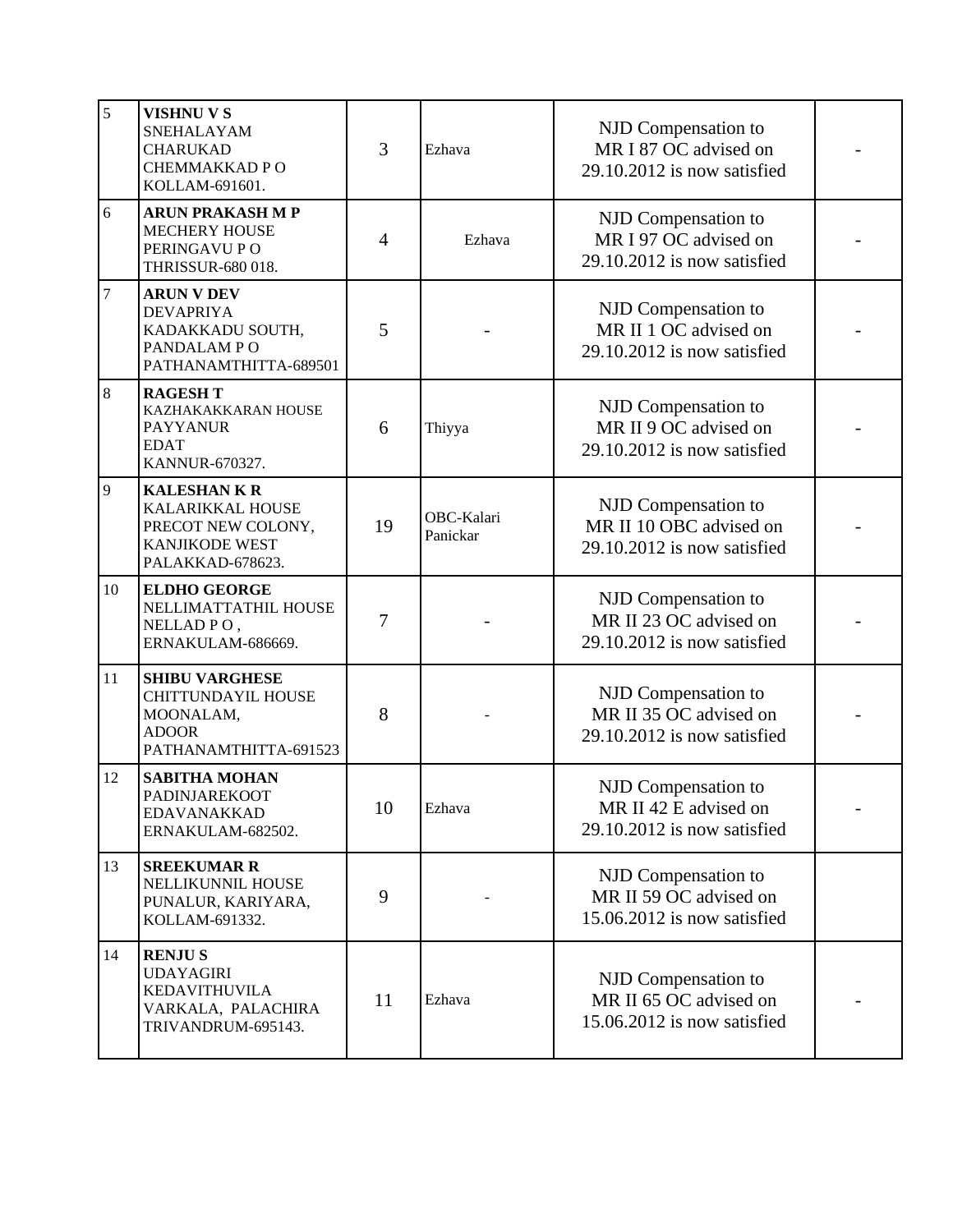| 5 | **VISHNU V S**<br>SNEHALAYAM<br>CHARUKAD<br>CHEMMAKKAD P O<br>KOLLAM-691601. | 3 | Ezhava | NJD Compensation to MR I 87 OC advised on 29.10.2012 is now satisfied | - |
|---|---|---|---|---|---|
| 6 | **ARUN PRAKASH M P**<br>MECHERY HOUSE<br>PERINGAVU P O<br>THRISSUR-680 018. | 4 | Ezhava | NJD Compensation to MR I 97 OC advised on 29.10.2012 is now satisfied | - |
| 7 | **ARUN V DEV**<br>DEVAPRIYA<br>KADAKKADU SOUTH,<br>PANDALAM P O<br>PATHANAMTHITTA-689501 | 5 | - | NJD Compensation to MR II 1 OC advised on 29.10.2012 is now satisfied | - |
| 8 | **RAGESH T**<br>KAZHAKAKKARAN HOUSE<br>PAYYANUR<br>EDAT<br>KANNUR-670327. | 6 | Thiyya | NJD Compensation to MR II 9 OC advised on 29.10.2012 is now satisfied | - |
| 9 | **KALESHAN K R**<br>KALARIKKAL HOUSE<br>PRECOT NEW COLONY,<br>KANJIKODE WEST<br>PALAKKAD-678623. | 19 | OBC-Kalari Panickar | NJD Compensation to MR II 10 OBC advised on 29.10.2012 is now satisfied | - |
| 10 | **ELDHO GEORGE**<br>NELLIMATTATHIL HOUSE<br>NELLAD P O ,<br>ERNAKULAM-686669. | 7 | - | NJD Compensation to MR II 23 OC advised on 29.10.2012 is now satisfied | - |
| 11 | **SHIBU VARGHESE**<br>CHITTUNDAYIL HOUSE<br>MOONALAM,<br>ADOOR<br>PATHANAMTHITTA-691523 | 8 | - | NJD Compensation to MR II 35 OC advised on 29.10.2012 is now satisfied | - |
| 12 | **SABITHA MOHAN**<br>PADINJAREKOOT<br>EDAVANAKKAD<br>ERNAKULAM-682502. | 10 | Ezhava | NJD Compensation to MR II 42 E advised on 29.10.2012 is now satisfied | - |
| 13 | **SREEKUMAR R**<br>NELLIKUNNIL HOUSE<br>PUNALUR, KARIYARA,<br>KOLLAM-691332. | 9 | - | NJD Compensation to MR II 59 OC advised on 15.06.2012 is now satisfied | - |
| 14 | **RENJU S**<br>UDAYAGIRI<br>KEDAVITHUVILA<br>VARKALA, PALACHIRA<br>TRIVANDRUM-695143. | 11 | Ezhava | NJD Compensation to MR II 65 OC advised on 15.06.2012 is now satisfied | - |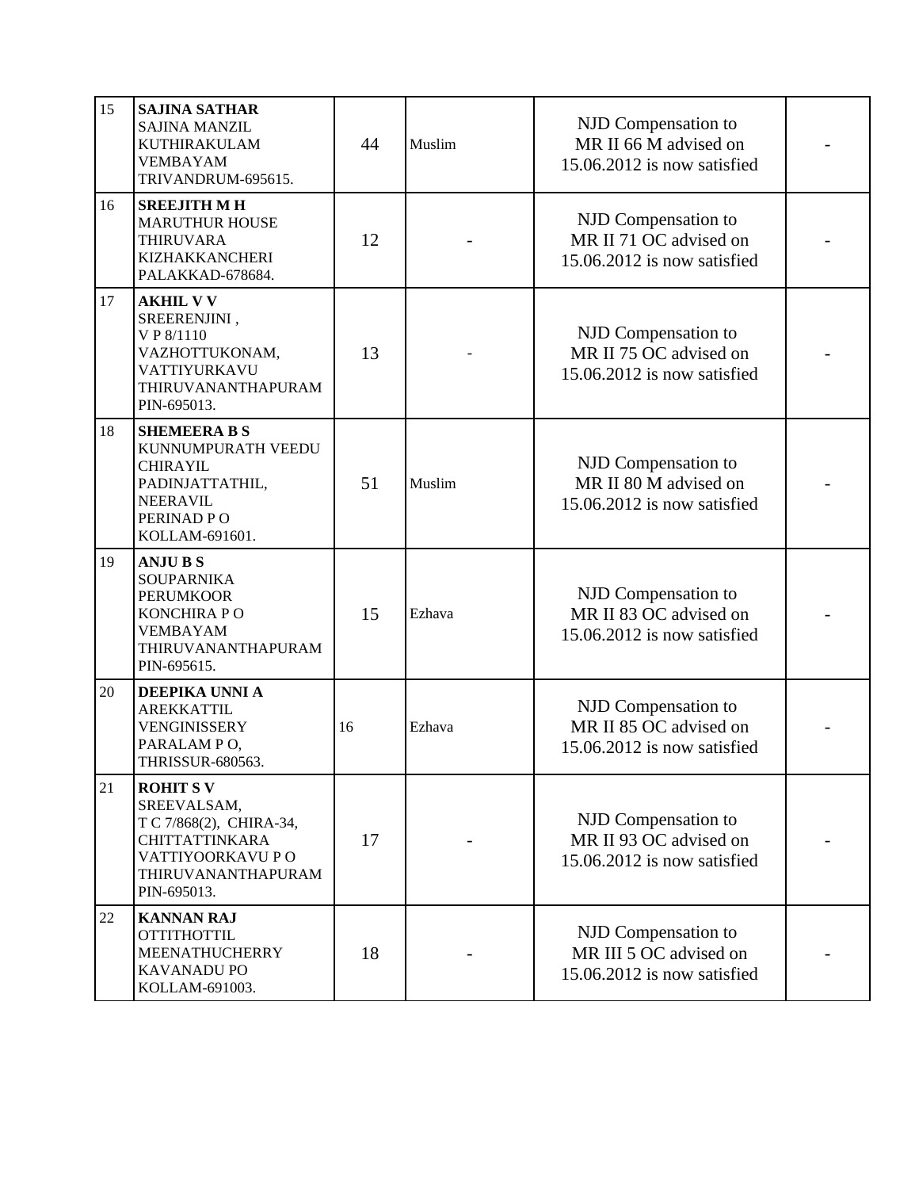| | | | | | |
|---|---|---|---|---|---|
| 15 | **SAJINA SATHAR**<br>SAJINA MANZIL<br>KUTHIRAKULAM<br>VEMBAYAM<br>TRIVANDRUM-695615. | 44 | Muslim | NJD Compensation to MR II 66 M advised on 15.06.2012 is now satisfied | - |
| 16 | **SREEJITH M H**<br>MARUTHUR HOUSE<br>THIRUVARA<br>KIZHAKKANCHERI<br>PALAKKAD-678684. | 12 | - | NJD Compensation to MR II 71 OC advised on 15.06.2012 is now satisfied | - |
| 17 | **AKHIL V V**<br>SREERENJINI ,<br>V P 8/1110<br>VAZHOTTUKONAM,<br>VATTIYURKAVU<br>THIRUVANANTHAPURAM<br>PIN-695013. | 13 | - | NJD Compensation to MR II 75 OC advised on 15.06.2012 is now satisfied | - |
| 18 | **SHEMEERA B S**<br>KUNNUMPURATH VEEDU<br>CHIRAYIL<br>PADINJATTATHIL,<br>NEERAVIL<br>PERINAD P O<br>KOLLAM-691601. | 51 | Muslim | NJD Compensation to MR II 80 M advised on 15.06.2012 is now satisfied | - |
| 19 | **ANJU B S**<br>SOUPARNIKA<br>PERUMKOOR<br>KONCHIRA P O<br>VEMBAYAM<br>THIRUVANANTHAPURAM<br>PIN-695615. | 15 | Ezhava | NJD Compensation to MR II 83 OC advised on 15.06.2012 is now satisfied | - |
| 20 | **DEEPIKA UNNI A**<br>AREKKATTIL<br>VENGINISSERY<br>PARALAM P O,<br>THRISSUR-680563. | 16 | Ezhava | NJD Compensation to MR II 85 OC advised on 15.06.2012 is now satisfied | - |
| 21 | **ROHIT S V**<br>SREEVALSAM,<br>T C 7/868(2), CHIRA-34,<br>CHITTATTINKARA<br>VATTIYOORKAVU P O<br>THIRUVANANTHAPURAM<br>PIN-695013. | 17 | - | NJD Compensation to MR II 93 OC advised on 15.06.2012 is now satisfied | - |
| 22 | **KANNAN RAJ**<br>OTTITHOTTIL<br>MEENATHUCHERRY<br>KAVANADU PO<br>KOLLAM-691003. | 18 | - | NJD Compensation to MR III 5 OC advised on 15.06.2012 is now satisfied | - |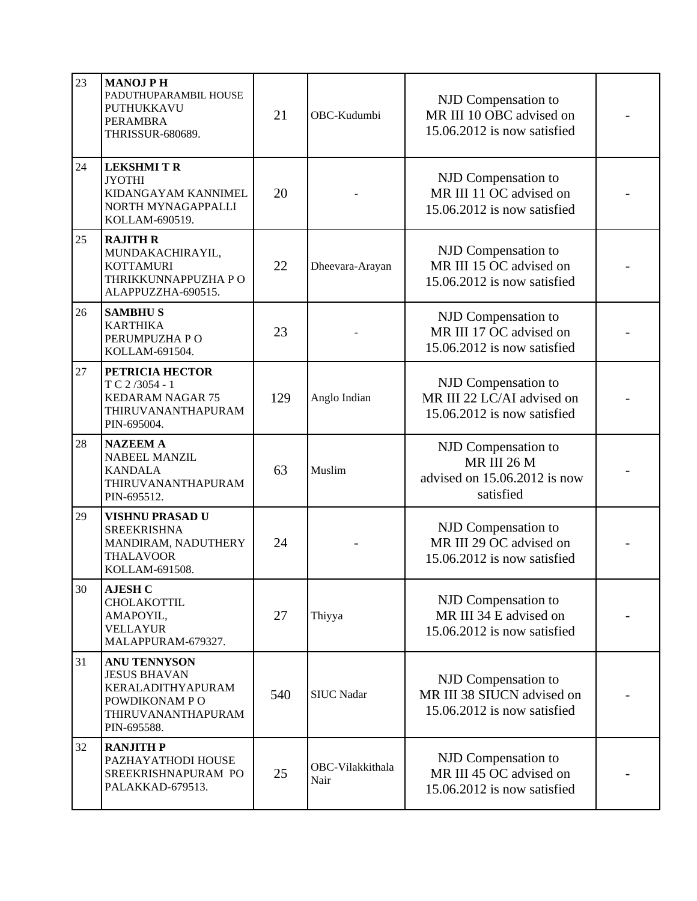| | | | | | |
|---|---|---|---|---|---|
| 23 | **MANOJ P H**<br>PADUTHUPARAMBIL HOUSE<br>PUTHUKKAVU<br>PERAMBRA<br>THRISSUR-680689. | 21 | OBC-Kudumbi | NJD Compensation to MR III 10 OBC advised on 15.06.2012 is now satisfied | - |
| 24 | **LEKSHMI T R**<br>JYOTHI<br>KIDANGAYAM KANNIMEL<br>NORTH MYNAGAPPALLI<br>KOLLAM-690519. | 20 | - | NJD Compensation to MR III 11 OC advised on 15.06.2012 is now satisfied | - |
| 25 | **RAJITH R**<br>MUNDAKACHIRAYIL,<br>KOTTAMURI<br>THRIKKUNNAPPUZHA P O<br>ALAPPUZZHA-690515. | 22 | Dheevara-Arayan | NJD Compensation to MR III 15 OC advised on 15.06.2012 is now satisfied | - |
| 26 | **SAMBHU S**<br>KARTHIKA<br>PERUMPUZHA P O<br>KOLLAM-691504. | 23 | - | NJD Compensation to MR III 17 OC advised on 15.06.2012 is now satisfied | - |
| 27 | **PETRICIA HECTOR**<br>T C 2 /3054 - 1<br>KEDARAM NAGAR 75<br>THIRUVANANTHAPURAM<br>PIN-695004. | 129 | Anglo Indian | NJD Compensation to MR III 22 LC/AI advised on 15.06.2012 is now satisfied | - |
| 28 | **NAZEEM A**<br>NABEEL MANZIL<br>KANDALA<br>THIRUVANANTHAPURAM<br>PIN-695512. | 63 | Muslim | NJD Compensation to MR III 26 M advised on 15.06.2012 is now satisfied | - |
| 29 | **VISHNU PRASAD U**<br>SREEKRISHNA<br>MANDIRAM, NADUTHERY<br>THALAVOOR<br>KOLLAM-691508. | 24 | - | NJD Compensation to MR III 29 OC advised on 15.06.2012 is now satisfied | - |
| 30 | **AJESH C**<br>CHOLAKOTTIL<br>AMAPOYIL,<br>VELLAYUR<br>MALAPPURAM-679327. | 27 | Thiyya | NJD Compensation to MR III 34 E advised on 15.06.2012 is now satisfied | - |
| 31 | **ANU TENNYSON**<br>JESUS BHAVAN<br>KERALADITHYAPURAM<br>POWDIKONAM P O<br>THIRUVANANTHAPURAM<br>PIN-695588. | 540 | SIUC Nadar | NJD Compensation to MR III 38 SIUCN advised on 15.06.2012 is now satisfied | - |
| 32 | **RANJITH P**<br>PAZHAYATHODI HOUSE<br>SREEKRISHNAPURAM PO<br>PALAKKAD-679513. | 25 | OBC-Vilakkithala Nair | NJD Compensation to MR III 45 OC advised on 15.06.2012 is now satisfied | - |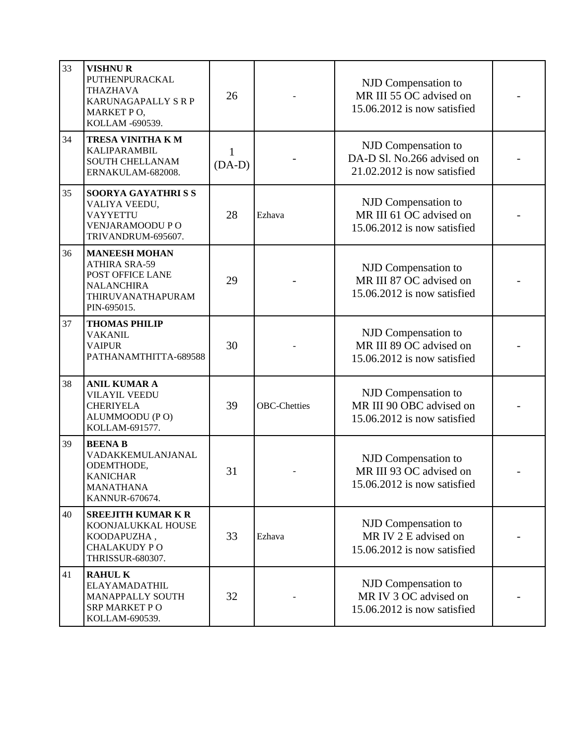| | | | | | |
|---|---|---|---|---|---|
| 33 | **VISHNU R**<br>PUTHENPURACKAL<br>THAZHAVA<br>KARUNAGAPALLY S R P<br>MARKET P O,<br>KOLLAM -690539. | 26 | - | NJD Compensation to MR III 55 OC advised on 15.06.2012 is now satisfied | - |
| 34 | **TRESA VINITHA K M**<br>KALIPARAMBIL<br>SOUTH CHELLANAM<br>ERNAKULAM-682008. | 1 (DA-D) | - | NJD Compensation to DA-D Sl. No.266 advised on 21.02.2012 is now satisfied | - |
| 35 | **SOORYA GAYATHRI S S**<br>VALIYA VEEDU,<br>VAYYETTU<br>VENJARAMOODU P O<br>TRIVANDRUM-695607. | 28 | Ezhava | NJD Compensation to MR III 61 OC advised on 15.06.2012 is now satisfied | - |
| 36 | **MANEESH MOHAN**<br>ATHIRA SRA-59<br>POST OFFICE LANE<br>NALANCHIRA<br>THIRUVANATHAPURAM<br>PIN-695015. | 29 | - | NJD Compensation to MR III 87 OC advised on 15.06.2012 is now satisfied | - |
| 37 | **THOMAS PHILIP**<br>VAKANIL<br>VAIPUR<br>PATHANAMTHITTA-689588 | 30 | - | NJD Compensation to MR III 89 OC advised on 15.06.2012 is now satisfied | - |
| 38 | **ANIL KUMAR A**<br>VILAYIL VEEDU<br>CHERIYELA<br>ALUMMOODU (P O)<br>KOLLAM-691577. | 39 | OBC-Chetties | NJD Compensation to MR III 90 OBC advised on 15.06.2012 is now satisfied | - |
| 39 | **BEENA B**<br>VADAKKEMULANJANAL<br>ODEMTHODE,<br>KANICHAR<br>MANATHANA<br>KANNUR-670674. | 31 | - | NJD Compensation to MR III 93 OC advised on 15.06.2012 is now satisfied | - |
| 40 | **SREEJITH KUMAR K R**<br>KOONJALUKKAL HOUSE<br>KOODAPUZHA ,<br>CHALAKUDY P O<br>THRISSUR-680307. | 33 | Ezhava | NJD Compensation to MR IV 2 E advised on 15.06.2012 is now satisfied | - |
| 41 | **RAHUL K**<br>ELAYAMADATHIL<br>MANAPPALLY SOUTH<br>SRP MARKET P O<br>KOLLAM-690539. | 32 | - | NJD Compensation to MR IV 3 OC advised on 15.06.2012 is now satisfied | - |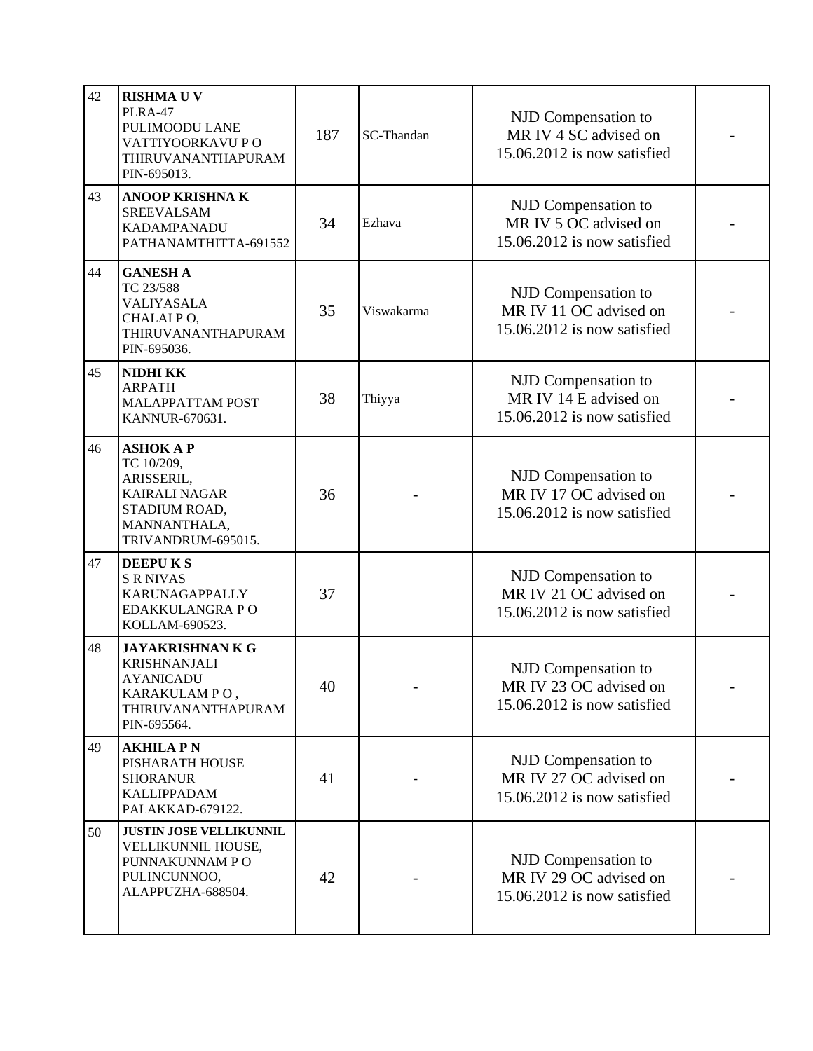| 42 | **RISHMA U V**<br>PLRA-47<br>PULIMOODU LANE<br>VATTIYOORKAVU P O<br>THIRUVANANTHAPURAM<br>PIN-695013. | 187 | SC-Thandan | NJD Compensation to MR IV 4 SC advised on 15.06.2012 is now satisfied | - |
|---|---|---|---|---|---|
| 43 | **ANOOP KRISHNA K**<br>SREEVALSAM<br>KADAMPANADU<br>PATHANAMTHITTA-691552 | 34 | Ezhava | NJD Compensation to MR IV 5 OC advised on 15.06.2012 is now satisfied | - |
| 44 | **GANESH A**<br>TC 23/588<br>VALIYASALA<br>CHALAI P O,<br>THIRUVANANTHAPURAM<br>PIN-695036. | 35 | Viswakarma | NJD Compensation to MR IV 11 OC advised on 15.06.2012 is now satisfied | - |
| 45 | **NIDHI KK**<br>ARPATH<br>MALAPPATTAM POST<br>KANNUR-670631. | 38 | Thiyya | NJD Compensation to MR IV 14 E advised on 15.06.2012 is now satisfied | - |
| 46 | **ASHOK A P**<br>TC 10/209,<br>ARISSERIL,<br>KAIRALI NAGAR<br>STADIUM ROAD,<br>MANNANTHALA,<br>TRIVANDRUM-695015. | 36 | - | NJD Compensation to MR IV 17 OC advised on 15.06.2012 is now satisfied | - |
| 47 | **DEEPU K S**<br>S R NIVAS<br>KARUNAGAPPALLY<br>EDAKKULANGRA P O<br>KOLLAM-690523. | 37 | | NJD Compensation to MR IV 21 OC advised on 15.06.2012 is now satisfied | - |
| 48 | **JAYAKRISHNAN K G**<br>KRISHNANJALI<br>AYANICADU<br>KARAKULAM P O ,<br>THIRUVANANTHAPURAM<br>PIN-695564. | 40 | - | NJD Compensation to MR IV 23 OC advised on 15.06.2012 is now satisfied | - |
| 49 | **AKHILA P N**<br>PISHARATH HOUSE<br>SHORANUR<br>KALLIPPADAM<br>PALAKKAD-679122. | 41 | - | NJD Compensation to MR IV 27 OC advised on 15.06.2012 is now satisfied | - |
| 50 | **JUSTIN JOSE VELLIKUNNIL**<br>VELLIKUNNIL HOUSE,<br>PUNNAKUNNAM P O<br>PULINCUNNOO,<br>ALAPPUZHA-688504. | 42 | - | NJD Compensation to MR IV 29 OC advised on 15.06.2012 is now satisfied | - |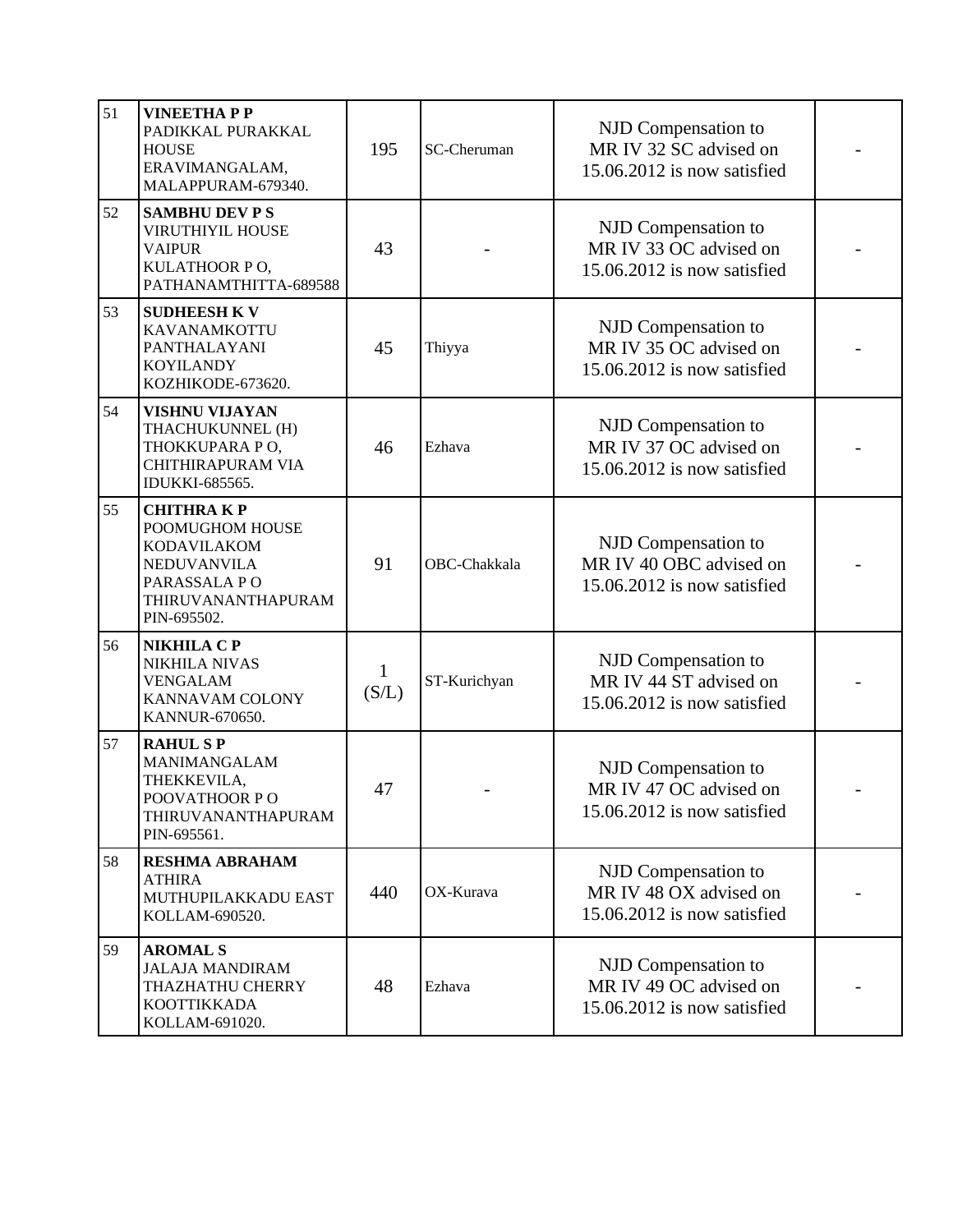| 51 | **VINEETHA P P** PADIKKAL PURAKKAL HOUSE ERAVIMANGALAM, MALAPPURAM-679340. | 195 | SC-Cheruman | NJD Compensation to MR IV 32 SC advised on 15.06.2012 is now satisfied | - |
|---|---|---|---|---|---|
| 52 | **SAMBHU DEV P S** VIRUTHIYIL HOUSE VAIPUR KULATHOOR P O, PATHANAMTHITTA-689588 | 43 | - | NJD Compensation to MR IV 33 OC advised on 15.06.2012 is now satisfied | - |
| 53 | **SUDHEESH K V** KAVANAMKOTTU PANTHALAYANI KOYILANDY KOZHIKODE-673620. | 45 | Thiyya | NJD Compensation to MR IV 35 OC advised on 15.06.2012 is now satisfied | - |
| 54 | **VISHNU VIJAYAN** THACHUKUNNEL (H) THOKKUPARA P O, CHITHIRAPURAM VIA IDUKKI-685565. | 46 | Ezhava | NJD Compensation to MR IV 37 OC advised on 15.06.2012 is now satisfied | - |
| 55 | **CHITHRA K P** POOMUGHOM HOUSE KODAVILAKOM NEDUVANVILA PARASSALA P O THIRUVANANTHAPURAM PIN-695502. | 91 | OBC-Chakkala | NJD Compensation to MR IV 40 OBC advised on 15.06.2012 is now satisfied | - |
| 56 | **NIKHILA C P** NIKHILA NIVAS VENGALAM KANNAVAM COLONY KANNUR-670650. | 1 (S/L) | ST-Kurichyan | NJD Compensation to MR IV 44 ST advised on 15.06.2012 is now satisfied | - |
| 57 | **RAHUL S P** MANIMANGALAM THEKKEVILA, POOVATHOOR P O THIRUVANANTHAPURAM PIN-695561. | 47 | - | NJD Compensation to MR IV 47 OC advised on 15.06.2012 is now satisfied | - |
| 58 | **RESHMA ABRAHAM** ATHIRA MUTHUPILAKKADU EAST KOLLAM-690520. | 440 | OX-Kurava | NJD Compensation to MR IV 48 OX advised on 15.06.2012 is now satisfied | - |
| 59 | **AROMAL S** JALAJA MANDIRAM THAZHATHU CHERRY KOOTTIKKADA KOLLAM-691020. | 48 | Ezhava | NJD Compensation to MR IV 49 OC advised on 15.06.2012 is now satisfied | - |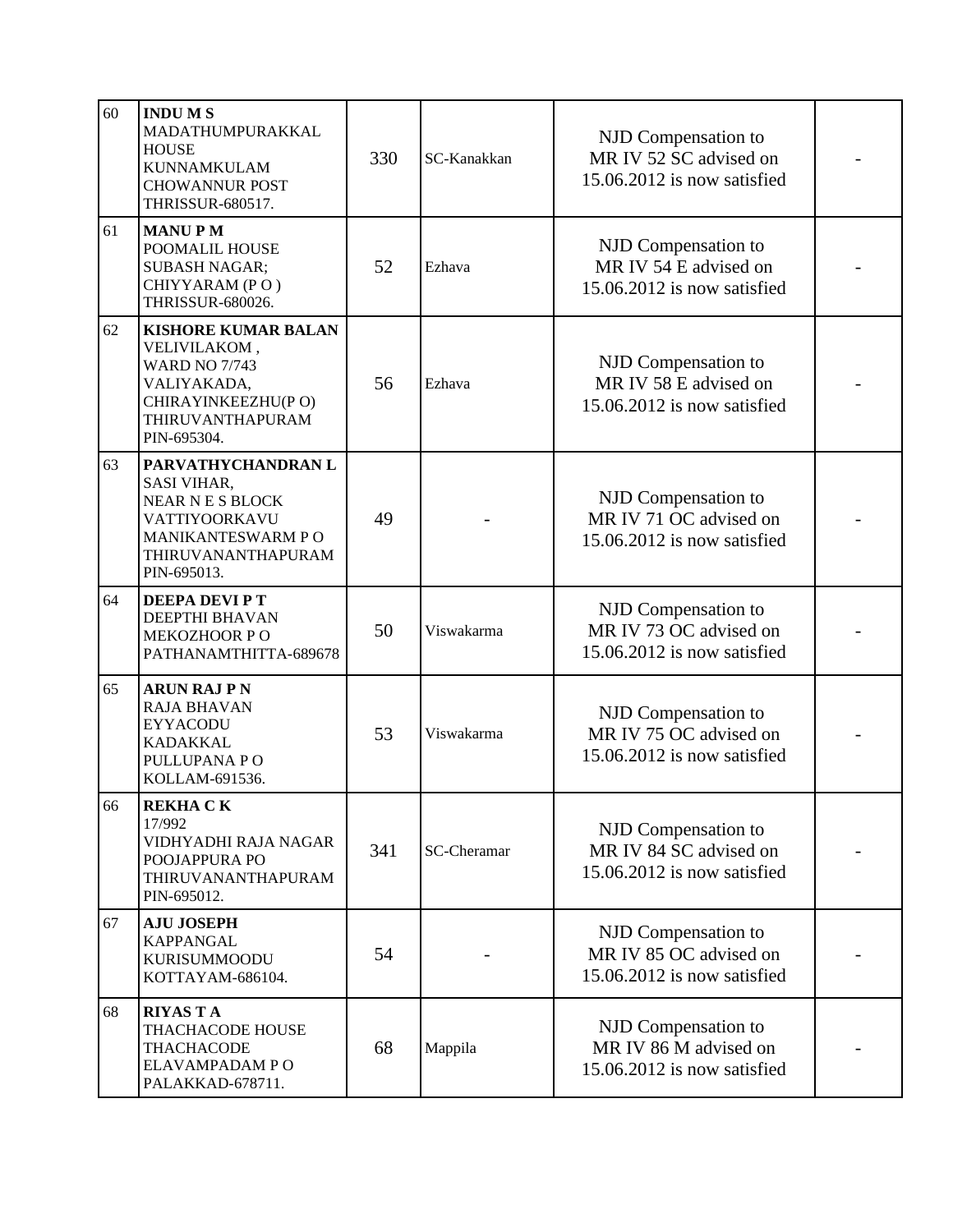| | | | | | |
|---|---|---|---|---|---|
| 60 | **INDU M S**<br>MADATHUMPURAKKAL HOUSE<br>KUNNAMKULAM<br>CHOWANNUR POST<br>THRISSUR-680517. | 330 | SC-Kanakkan | NJD Compensation to MR IV 52 SC advised on 15.06.2012 is now satisfied | - |
| 61 | **MANU P M**<br>POOMALIL HOUSE<br>SUBASH NAGAR;<br>CHIYYARAM (P O )<br>THRISSUR-680026. | 52 | Ezhava | NJD Compensation to MR IV 54 E advised on 15.06.2012 is now satisfied | - |
| 62 | **KISHORE KUMAR BALAN**<br>VELIVILAKOM ,<br>WARD NO 7/743<br>VALIYAKADA,<br>CHIRAYINKEEZHU(P O)<br>THIRUVANTHAPURAM<br>PIN-695304. | 56 | Ezhava | NJD Compensation to MR IV 58 E advised on 15.06.2012 is now satisfied | - |
| 63 | **PARVATHYCHANDRAN L**<br>SASI VIHAR,<br>NEAR N E S BLOCK<br>VATTIYOORKAVU<br>MANIKANTESWARM P O<br>THIRUVANANTHAPURAM<br>PIN-695013. | 49 | - | NJD Compensation to MR IV 71 OC advised on 15.06.2012 is now satisfied | - |
| 64 | **DEEPA DEVI P T**<br>DEEPTHI BHAVAN<br>MEKOZHOOR P O<br>PATHANAMTHITTA-689678 | 50 | Viswakarma | NJD Compensation to MR IV 73 OC advised on 15.06.2012 is now satisfied | - |
| 65 | **ARUN RAJ P N**<br>RAJA BHAVAN<br>EYYACODU<br>KADAKKAL<br>PULLUPANA P O<br>KOLLAM-691536. | 53 | Viswakarma | NJD Compensation to MR IV 75 OC advised on 15.06.2012 is now satisfied | - |
| 66 | **REKHA C K**<br>17/992<br>VIDHYADHI RAJA NAGAR<br>POOJAPPURA PO<br>THIRUVANANTHAPURAM<br>PIN-695012. | 341 | SC-Cheramar | NJD Compensation to MR IV 84 SC advised on 15.06.2012 is now satisfied | - |
| 67 | **AJU JOSEPH**<br>KAPPANGAL<br>KURISUMMOODU<br>KOTTAYAM-686104. | 54 | - | NJD Compensation to MR IV 85 OC advised on 15.06.2012 is now satisfied | - |
| 68 | **RIYAS T A**<br>THACHACODE HOUSE<br>THACHACODE<br>ELAVAMPADAM P O<br>PALAKKAD-678711. | 68 | Mappila | NJD Compensation to MR IV 86 M advised on 15.06.2012 is now satisfied | - |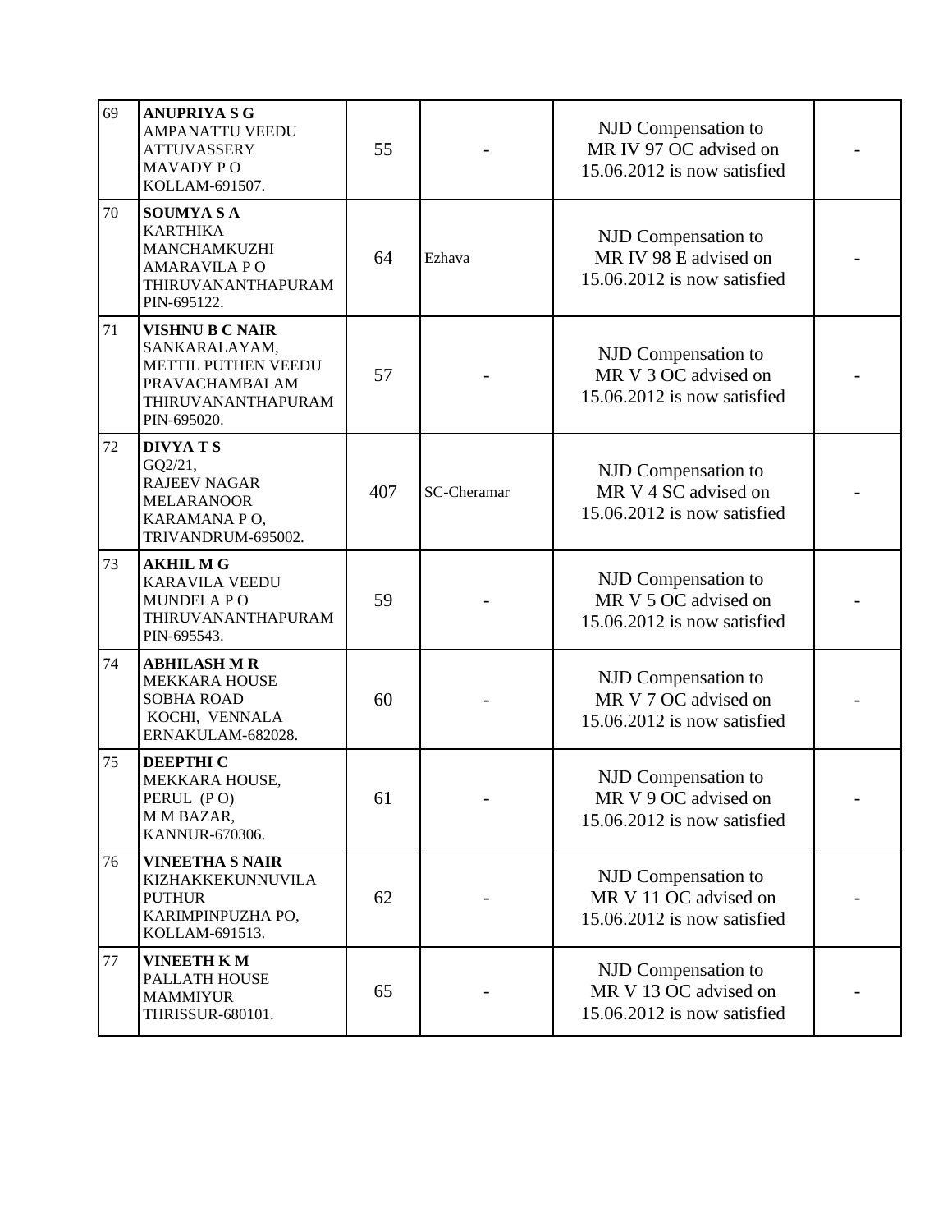| | | | | | |
|---|---|---|---|---|---|
| 69 | **ANUPRIYA S G**<br>AMPANATTU VEEDU<br>ATTUVASSERY<br>MAVADY P O<br>KOLLAM-691507. | 55 | - | NJD Compensation to MR IV 97 OC advised on 15.06.2012 is now satisfied | - |
| 70 | **SOUMYA S A**<br>KARTHIKA<br>MANCHAMKUZHI<br>AMARAVILA P O<br>THIRUVANANTHAPURAM<br>PIN-695122. | 64 | Ezhava | NJD Compensation to MR IV 98 E advised on 15.06.2012 is now satisfied | - |
| 71 | **VISHNU B C NAIR**<br>SANKARALAYAM,<br>METTIL PUTHEN VEEDU<br>PRAVACHAMBALAM<br>THIRUVANANTHAPURAM<br>PIN-695020. | 57 | - | NJD Compensation to MR V 3 OC advised on 15.06.2012 is now satisfied | - |
| 72 | **DIVYA T S**<br>GQ2/21,<br>RAJEEV NAGAR<br>MELARANOOR<br>KARAMANA P O,<br>TRIVANDRUM-695002. | 407 | SC-Cheramar | NJD Compensation to MR V 4 SC advised on 15.06.2012 is now satisfied | - |
| 73 | **AKHIL M G**<br>KARAVILA VEEDU<br>MUNDELA P O<br>THIRUVANANTHAPURAM<br>PIN-695543. | 59 | - | NJD Compensation to MR V 5 OC advised on 15.06.2012 is now satisfied | - |
| 74 | **ABHILASH M R**<br>MEKKARA HOUSE<br>SOBHA ROAD<br>KOCHI, VENNALA<br>ERNAKULAM-682028. | 60 | - | NJD Compensation to MR V 7 OC advised on 15.06.2012 is now satisfied | - |
| 75 | **DEEPTHI C**<br>MEKKARA HOUSE,<br>PERUL (P O)<br>M M BAZAR,<br>KANNUR-670306. | 61 | - | NJD Compensation to MR V 9 OC advised on 15.06.2012 is now satisfied | - |
| 76 | **VINEETHA S NAIR**<br>KIZHAKKEKUNNUVILA<br>PUTHUR<br>KARIMPINPUZHA PO,<br>KOLLAM-691513. | 62 | - | NJD Compensation to MR V 11 OC advised on 15.06.2012 is now satisfied | - |
| 77 | **VINEETH K M**<br>PALLATH HOUSE<br>MAMMIYUR<br>THRISSUR-680101. | 65 | - | NJD Compensation to MR V 13 OC advised on 15.06.2012 is now satisfied | - |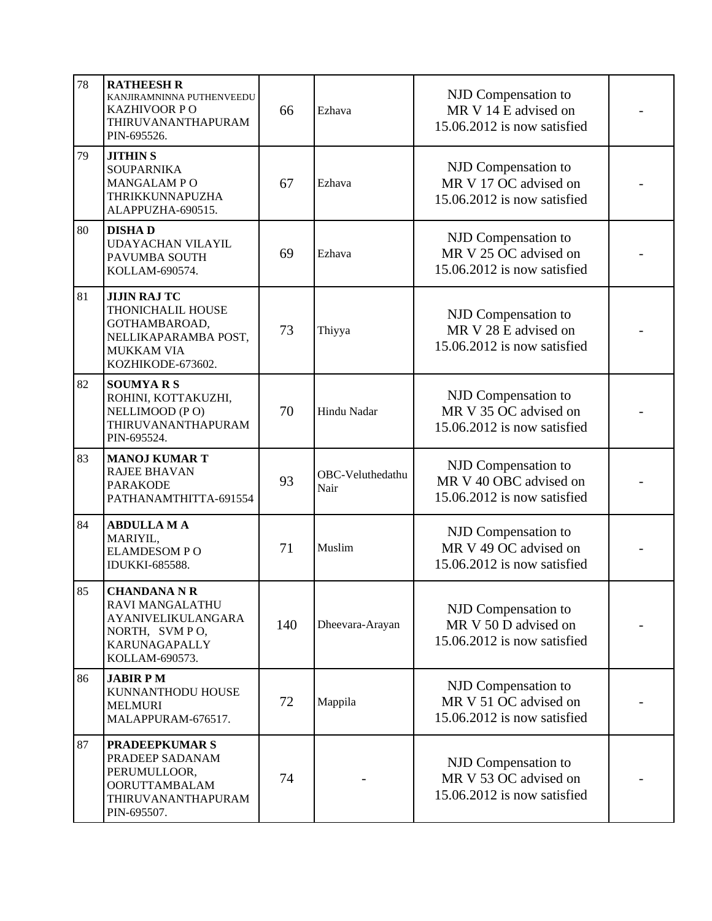| 78 | **RATHEESH R**<br>KANJIRAMNINNA PUTHENVEEDU<br>KAZHIVOOR P O<br>THIRUVANANTHAPURAM<br>PIN-695526. | 66 | Ezhava | NJD Compensation to MR V 14 E advised on 15.06.2012 is now satisfied | - |
|---|---|---|---|---|---|
| 79 | **JITHIN S**<br>SOUPARNIKA<br>MANGALAM P O<br>THRIKKUNNAPUZHA<br>ALAPPUZHA-690515. | 67 | Ezhava | NJD Compensation to MR V 17 OC advised on 15.06.2012 is now satisfied | - |
| 80 | **DISHA D**<br>UDAYACHAN VILAYIL<br>PAVUMBA SOUTH<br>KOLLAM-690574. | 69 | Ezhava | NJD Compensation to MR V 25 OC advised on 15.06.2012 is now satisfied | - |
| 81 | **JIJIN RAJ TC**<br>THONICHALIL HOUSE<br>GOTHAMBAROAD,<br>NELLIKAPARAMBA POST,<br>MUKKAM VIA<br>KOZHIKODE-673602. | 73 | Thiyya | NJD Compensation to MR V 28 E advised on 15.06.2012 is now satisfied | - |
| 82 | **SOUMYA R S**<br>ROHINI, KOTTAKUZHI,<br>NELLIMOOD (P O)<br>THIRUVANANTHAPURAM<br>PIN-695524. | 70 | Hindu Nadar | NJD Compensation to MR V 35 OC advised on 15.06.2012 is now satisfied | - |
| 83 | **MANOJ KUMAR T**<br>RAJEE BHAVAN<br>PARAKODE<br>PATHANAMTHITTA-691554 | 93 | OBC-Veluthedathu Nair | NJD Compensation to MR V 40 OBC advised on 15.06.2012 is now satisfied | - |
| 84 | **ABDULLA M A**<br>MARIYIL,<br>ELAMDESOM P O<br>IDUKKI-685588. | 71 | Muslim | NJD Compensation to MR V 49 OC advised on 15.06.2012 is now satisfied | - |
| 85 | **CHANDANA N R**<br>RAVI MANGALATHU<br>AYANIVELIKULANGARA<br>NORTH, SVM P O,<br>KARUNAGAPALLY<br>KOLLAM-690573. | 140 | Dheevara-Arayan | NJD Compensation to MR V 50 D advised on 15.06.2012 is now satisfied | - |
| 86 | **JABIR P M**<br>KUNNANTHODU HOUSE<br>MELMURI<br>MALAPPURAM-676517. | 72 | Mappila | NJD Compensation to MR V 51 OC advised on 15.06.2012 is now satisfied | - |
| 87 | **PRADEEPKUMAR S**<br>PRADEEP SADANAM<br>PERUMULLOOR,<br>OORUTTAMBALAM<br>THIRUVANANTHAPURAM<br>PIN-695507. | 74 | - | NJD Compensation to MR V 53 OC advised on 15.06.2012 is now satisfied | - |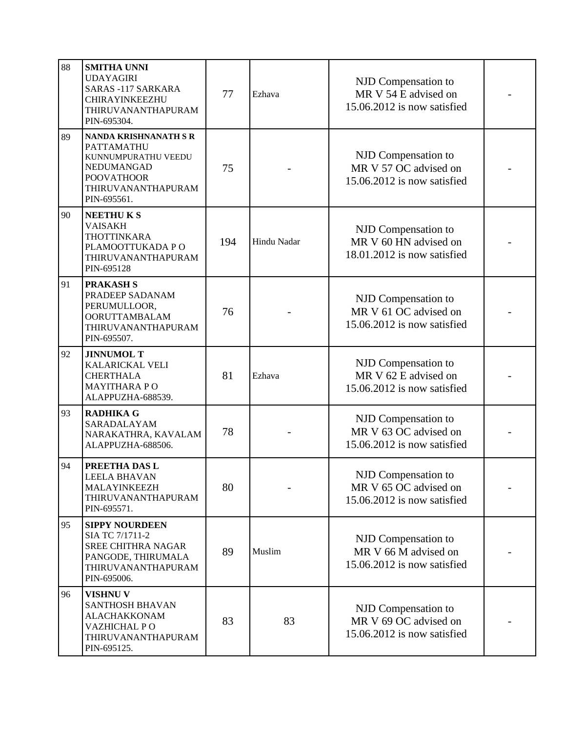| 88 | **SMITHA UNNI**<br>UDAYAGIRI<br>SARAS -117 SARKARA<br>CHIRAYINKEEZHU<br>THIRUVANANTHAPURAM<br>PIN-695304. | 77 | Ezhava | NJD Compensation to MR V 54 E advised on 15.06.2012 is now satisfied | - |
|---|---|---|---|---|---|
| 89 | **NANDA KRISHNANATH S R**<br>PATTAMATHU<br>KUNNUMPURATHU VEEDU<br>NEDUMANGAD<br>POOVATHOOR<br>THIRUVANANTHAPURAM<br>PIN-695561. | 75 | - | NJD Compensation to MR V 57 OC advised on 15.06.2012 is now satisfied | - |
| 90 | **NEETHU K S**<br>VAISAKH<br>THOTTINKARA<br>PLAMOOTTUKADA P O<br>THIRUVANANTHAPURAM<br>PIN-695128 | 194 | Hindu Nadar | NJD Compensation to MR V 60 HN advised on 18.01.2012 is now satisfied | - |
| 91 | **PRAKASH S**<br>PRADEEP SADANAM<br>PERUMULLOOR,<br>OORUTTAMBALAM<br>THIRUVANANTHAPURAM<br>PIN-695507. | 76 | - | NJD Compensation to MR V 61 OC advised on 15.06.2012 is now satisfied | - |
| 92 | **JINNUMOL T**<br>KALARICKAL VELI<br>CHERTHALA<br>MAYITHARA P O<br>ALAPPUZHA-688539. | 81 | Ezhava | NJD Compensation to MR V 62 E advised on 15.06.2012 is now satisfied | - |
| 93 | **RADHIKA G**<br>SARADALAYAM<br>NARAKATHRA, KAVALAM<br>ALAPPUZHA-688506. | 78 | - | NJD Compensation to MR V 63 OC advised on 15.06.2012 is now satisfied | - |
| 94 | **PREETHA DAS L**<br>LEELA BHAVAN<br>MALAYINKEEZH<br>THIRUVANANTHAPURAM<br>PIN-695571. | 80 | - | NJD Compensation to MR V 65 OC advised on 15.06.2012 is now satisfied | - |
| 95 | **SIPPY NOURDEEN**<br>SIA TC 7/1711-2<br>SREE CHITHRA NAGAR<br>PANGODE, THIRUMALA<br>THIRUVANANTHAPURAM<br>PIN-695006. | 89 | Muslim | NJD Compensation to MR V 66 M advised on 15.06.2012 is now satisfied | - |
| 96 | **VISHNU V**<br>SANTHOSH BHAVAN<br>ALACHAKKONAM<br>VAZHICHAL P O<br>THIRUVANANTHAPURAM<br>PIN-695125. | 83 | 83 | NJD Compensation to MR V 69 OC advised on 15.06.2012 is now satisfied | - |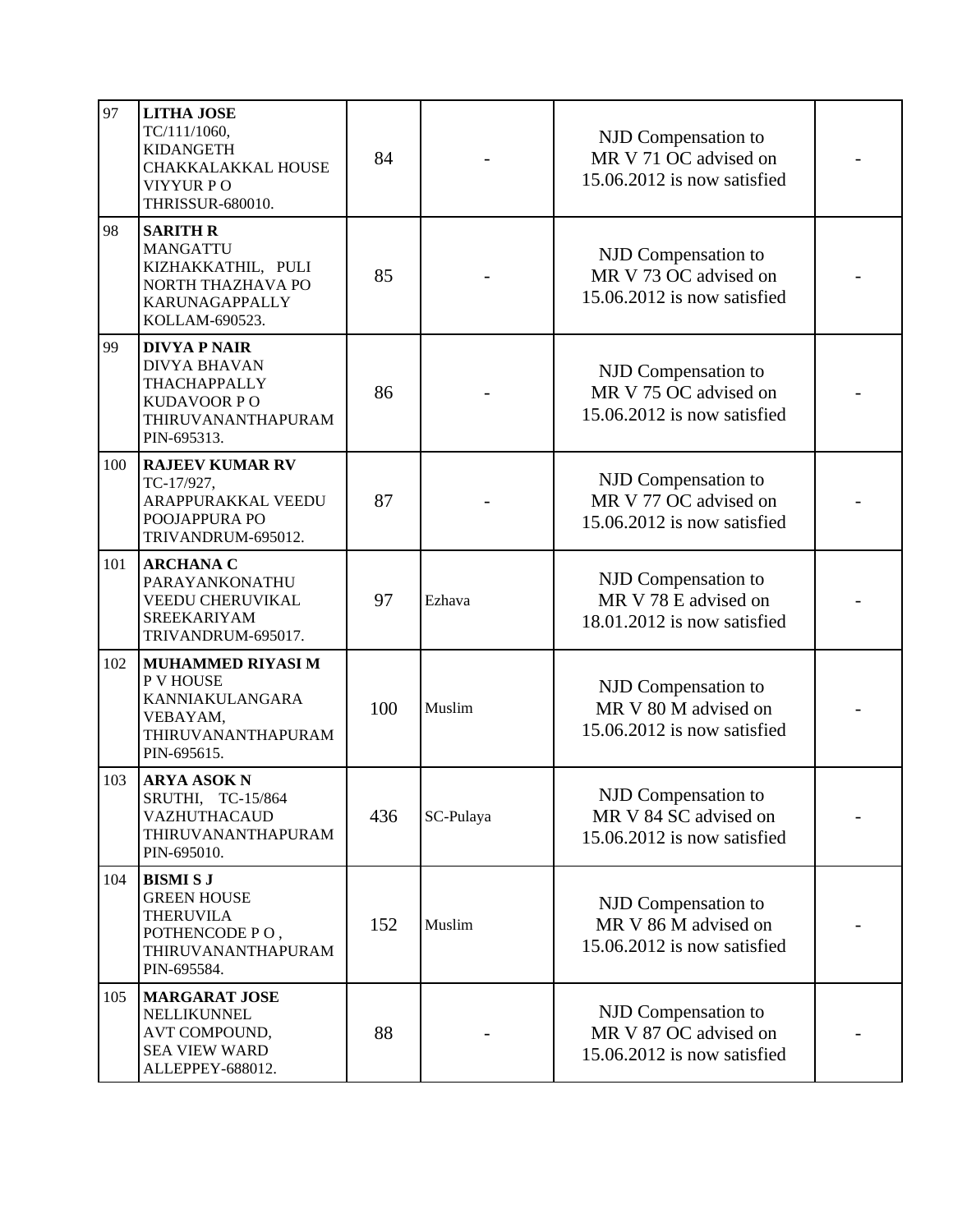| 97 | **LITHA JOSE** TC/111/1060, KIDANGETH CHAKKALAKKAL HOUSE VIYYUR P O THRISSUR-680010. | 84 | - | NJD Compensation to MR V 71 OC advised on 15.06.2012 is now satisfied | - |
|---|---|---|---|---|---|
| 98 | **SARITH R** MANGATTU KIZHAKKATHIL, PULI NORTH THAZHAVA PO KARUNAGAPPALLY KOLLAM-690523. | 85 | - | NJD Compensation to MR V 73 OC advised on 15.06.2012 is now satisfied | - |
| 99 | **DIVYA P NAIR** DIVYA BHAVAN THACHAPPALLY KUDAVOOR P O THIRUVANANTHAPURAM PIN-695313. | 86 | - | NJD Compensation to MR V 75 OC advised on 15.06.2012 is now satisfied | - |
| 100 | **RAJEEV KUMAR RV** TC-17/927, ARAPPURAKKAL VEEDU POOJAPPURA PO TRIVANDRUM-695012. | 87 | - | NJD Compensation to MR V 77 OC advised on 15.06.2012 is now satisfied | - |
| 101 | **ARCHANA C** PARAYANKONATHU VEEDU CHERUVIKAL SREEKARIYAM TRIVANDRUM-695017. | 97 | Ezhava | NJD Compensation to MR V 78 E advised on 18.01.2012 is now satisfied | - |
| 102 | **MUHAMMED RIYASI M** P V HOUSE KANNIAKULANGARA VEBAYAM, THIRUVANANTHAPURAM PIN-695615. | 100 | Muslim | NJD Compensation to MR V 80 M advised on 15.06.2012 is now satisfied | - |
| 103 | **ARYA ASOK N** SRUTHI, TC-15/864 VAZHUTHACAUD THIRUVANANTHAPURAM PIN-695010. | 436 | SC-Pulaya | NJD Compensation to MR V 84 SC advised on 15.06.2012 is now satisfied | - |
| 104 | **BISMI S J** GREEN HOUSE THERUVILA POTHENCODE P O , THIRUVANANTHAPURAM PIN-695584. | 152 | Muslim | NJD Compensation to MR V 86 M advised on 15.06.2012 is now satisfied | - |
| 105 | **MARGARAT JOSE** NELLIKUNNEL AVT COMPOUND, SEA VIEW WARD ALLEPPEY-688012. | 88 | - | NJD Compensation to MR V 87 OC advised on 15.06.2012 is now satisfied | - |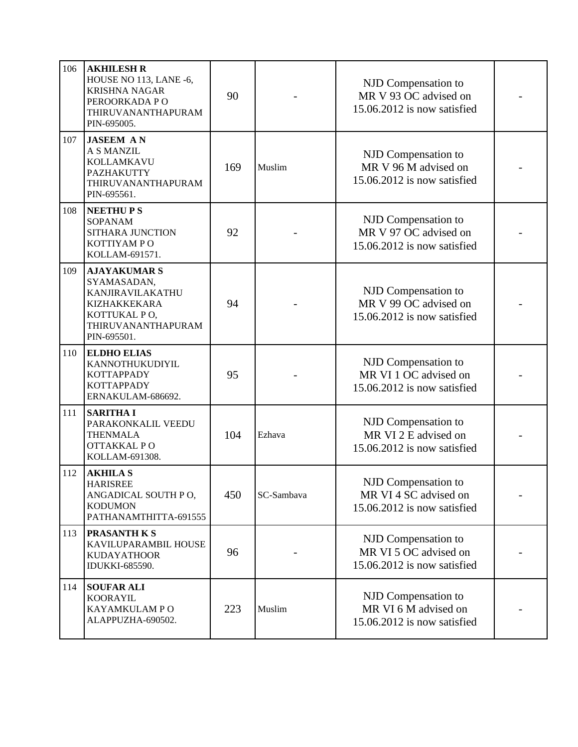| 106 | **AKHILESH R** HOUSE NO 113, LANE -6, KRISHNA NAGAR PEROORKADA P O THIRUVANANTHAPURAM PIN-695005. | 90 | - | NJD Compensation to MR V 93 OC advised on 15.06.2012 is now satisfied | - |
|---|---|---|---|---|---|
| 107 | **JASEEM A N** A S MANZIL KOLLAMKAVU PAZHAKUTTY THIRUVANANTHAPURAM PIN-695561. | 169 | Muslim | NJD Compensation to MR V 96 M advised on 15.06.2012 is now satisfied | - |
| 108 | **NEETHU P S** SOPANAM SITHARA JUNCTION KOTTIYAM P O KOLLAM-691571. | 92 | - | NJD Compensation to MR V 97 OC advised on 15.06.2012 is now satisfied | - |
| 109 | **AJAYAKUMAR S** SYAMASADAN, KANJIRAVILAKATHU KIZHAKKEKARA KOTTUKAL P O, THIRUVANANTHAPURAM PIN-695501. | 94 | - | NJD Compensation to MR V 99 OC advised on 15.06.2012 is now satisfied | - |
| 110 | **ELDHO ELIAS** KANNOTHUKUDIYIL KOTTAPPADY KOTTAPPADY ERNAKULAM-686692. | 95 | - | NJD Compensation to MR VI 1 OC advised on 15.06.2012 is now satisfied | - |
| 111 | **SARITHA I** PARAKONKALIL VEEDU THENMALA OTTAKKAL P O KOLLAM-691308. | 104 | Ezhava | NJD Compensation to MR VI 2 E advised on 15.06.2012 is now satisfied | - |
| 112 | **AKHILA S** HARISREE ANGADICAL SOUTH P O, KODUMON PATHANAMTHITTA-691555 | 450 | SC-Sambava | NJD Compensation to MR VI 4 SC advised on 15.06.2012 is now satisfied | - |
| 113 | **PRASANTH K S** KAVILUPARAMBIL HOUSE KUDAYATHOOR IDUKKI-685590. | 96 | - | NJD Compensation to MR VI 5 OC advised on 15.06.2012 is now satisfied | - |
| 114 | **SOUFAR ALI** KOORAYIL KAYAMKULAM P O ALAPPUZHA-690502. | 223 | Muslim | NJD Compensation to MR VI 6 M advised on 15.06.2012 is now satisfied | - |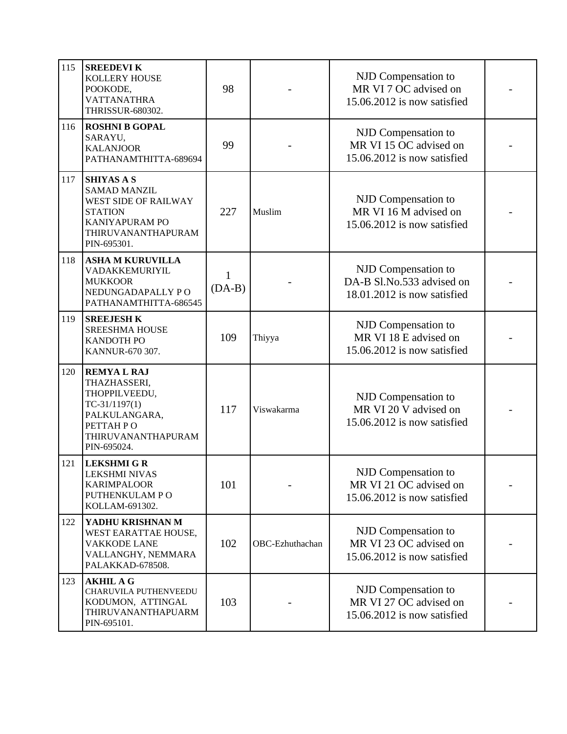| 115 | **SREEDEVI K** KOLLERY HOUSE POOKODE, VATTANATHRA THRISSUR-680302. | 98 | - | NJD Compensation to MR VI 7 OC advised on 15.06.2012 is now satisfied | - |
|---|---|---|---|---|---|
| 116 | **ROSHNI B GOPAL** SARAYU, KALANJOOR PATHANAMTHITTA-689694 | 99 | - | NJD Compensation to MR VI 15 OC advised on 15.06.2012 is now satisfied | - |
| 117 | **SHIYAS A S** SAMAD MANZIL WEST SIDE OF RAILWAY STATION KANIYAPURAM PO THIRUVANANTHAPURAM PIN-695301. | 227 | Muslim | NJD Compensation to MR VI 16 M advised on 15.06.2012 is now satisfied | - |
| 118 | **ASHA M KURUVILLA** VADAKKEMURIYIL MUKKOOR NEDUNGADAPALLY P O PATHANAMTHITTA-686545 | 1 (DA-B) | - | NJD Compensation to DA-B Sl.No.533 advised on 18.01.2012 is now satisfied | - |
| 119 | **SREEJESH K** SREESHMA HOUSE KANDOTH PO KANNUR-670 307. | 109 | Thiyya | NJD Compensation to MR VI 18 E advised on 15.06.2012 is now satisfied | - |
| 120 | **REMYA L RAJ** THAZHASSERI, THOPPILVEEDU, TC-31/1197(1) PALKULANGARA, PETTAH P O THIRUVANANTHAPURAM PIN-695024. | 117 | Viswakarma | NJD Compensation to MR VI 20 V advised on 15.06.2012 is now satisfied | - |
| 121 | **LEKSHMI G R** LEKSHMI NIVAS KARIMPALOOR PUTHENKULAM P O KOLLAM-691302. | 101 | - | NJD Compensation to MR VI 21 OC advised on 15.06.2012 is now satisfied | - |
| 122 | **YADHU KRISHNAN M** WEST EARATTAE HOUSE, VAKKODE LANE VALLANGHY, NEMMARA PALAKKAD-678508. | 102 | OBC-Ezhuthachan | NJD Compensation to MR VI 23 OC advised on 15.06.2012 is now satisfied | - |
| 123 | **AKHIL A G** CHARUVILA PUTHENVEEDU KODUMON, ATTINGAL THIRUVANANTHAPUARM PIN-695101. | 103 | - | NJD Compensation to MR VI 27 OC advised on 15.06.2012 is now satisfied | - |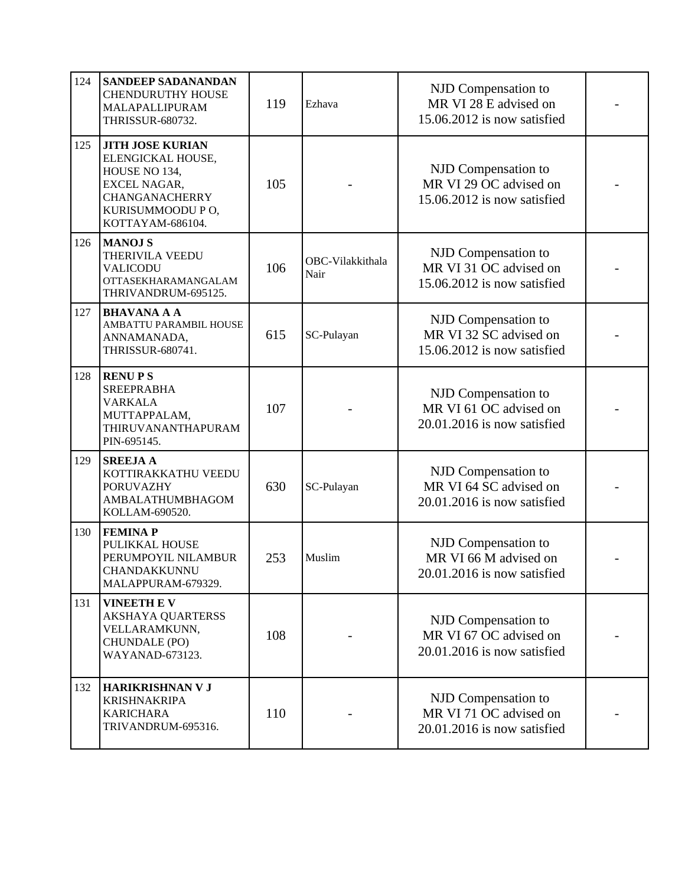| | | | | | |
|---|---|---|---|---|---|
| 124 | **SANDEEP SADANANDAN** CHENDURUTHY HOUSE MALAPALLIPURAM THRISSUR-680732. | 119 | Ezhava | NJD Compensation to MR VI 28 E advised on 15.06.2012 is now satisfied | - |
| 125 | **JITH JOSE KURIAN** ELENGICKAL HOUSE, HOUSE NO 134, EXCEL NAGAR, CHANGANACHERRY KURISUMMOODU P O, KOTTAYAM-686104. | 105 | - | NJD Compensation to MR VI 29 OC advised on 15.06.2012 is now satisfied | - |
| 126 | **MANOJ S** THERIVILA VEEDU VALICODU OTTASEKHARAMANGALAM THRIVANDRUM-695125. | 106 | OBC-Vilakkithala Nair | NJD Compensation to MR VI 31 OC advised on 15.06.2012 is now satisfied | - |
| 127 | **BHAVANA A A** AMBATTU PARAMBIL HOUSE ANNAMANADA, THRISSUR-680741. | 615 | SC-Pulayan | NJD Compensation to MR VI 32 SC advised on 15.06.2012 is now satisfied | - |
| 128 | **RENU P S** SREEPRABHA VARKALA MUTTAPPALAM, THIRUVANANTHAPURAM PIN-695145. | 107 | - | NJD Compensation to MR VI 61 OC advised on 20.01.2016 is now satisfied | - |
| 129 | **SREEJA A** KOTTIRAKKATHU VEEDU PORUVAZHY AMBALATHUMBHAGOM KOLLAM-690520. | 630 | SC-Pulayan | NJD Compensation to MR VI 64 SC advised on 20.01.2016 is now satisfied | - |
| 130 | **FEMINA P** PULIKKAL HOUSE PERUMPOYIL NILAMBUR CHANDAKKUNNU MALAPPURAM-679329. | 253 | Muslim | NJD Compensation to MR VI 66 M advised on 20.01.2016 is now satisfied | - |
| 131 | **VINEETH E V** AKSHAYA QUARTERSS VELLARAMKUNN, CHUNDALE (PO) WAYANAD-673123. | 108 | - | NJD Compensation to MR VI 67 OC advised on 20.01.2016 is now satisfied | - |
| 132 | **HARIKRISHNAN V J** KRISHNAKRIPA KARICHARA TRIVANDRUM-695316. | 110 | - | NJD Compensation to MR VI 71 OC advised on 20.01.2016 is now satisfied | - |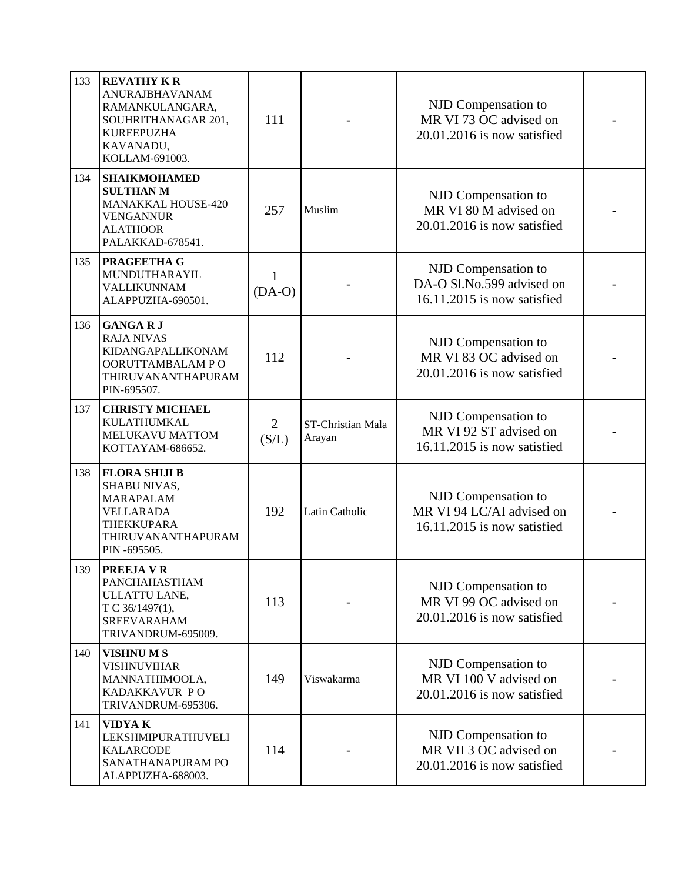| 133 | **REVATHY K R** ANURAJBHAVANAM RAMANKULANGARA, SOUHRITHANAGAR 201, KUREEPUZHA KAVANADU, KOLLAM-691003. | 111 | - | NJD Compensation to MR VI 73 OC advised on 20.01.2016 is now satisfied | - |
|---|---|---|---|---|---|
| 134 | **SHAIKMOHAMED SULTHAN M** MANAKKAL HOUSE-420 VENGANNUR ALATHOOR PALAKKAD-678541. | 257 | Muslim | NJD Compensation to MR VI 80 M advised on 20.01.2016 is now satisfied | - |
| 135 | **PRAGEETHA G** MUNDUTHARAYIL VALLIKUNNAM ALAPPUZHA-690501. | 1 (DA-O) | - | NJD Compensation to DA-O Sl.No.599 advised on 16.11.2015 is now satisfied | - |
| 136 | **GANGA R J** RAJA NIVAS KIDANGAPALLIKONAM OORUTTAMBALAM P O THIRUVANANTHAPURAM PIN-695507. | 112 | - | NJD Compensation to MR VI 83 OC advised on 20.01.2016 is now satisfied | - |
| 137 | **CHRISTY MICHAEL** KULATHUMKAL MELUKAVU MATTOM KOTTAYAM-686652. | 2 (S/L) | ST-Christian Mala Arayan | NJD Compensation to MR VI 92 ST advised on 16.11.2015 is now satisfied | - |
| 138 | **FLORA SHIJI B** SHABU NIVAS, MARAPALAM VELLARADA THEKKUPARA THIRUVANANTHAPURAM PIN -695505. | 192 | Latin Catholic | NJD Compensation to MR VI 94 LC/AI advised on 16.11.2015 is now satisfied | - |
| 139 | **PREEJA V R** PANCHAHASTHAM ULLATTU LANE, T C 36/1497(1), SREEVARAHAM TRIVANDRUM-695009. | 113 | - | NJD Compensation to MR VI 99 OC advised on 20.01.2016 is now satisfied | - |
| 140 | **VISHNU M S** VISHNUVIHAR MANNATHIMOOLA, KADAKKAVUR P O TRIVANDRUM-695306. | 149 | Viswakarma | NJD Compensation to MR VI 100 V advised on 20.01.2016 is now satisfied | - |
| 141 | **VIDYA K** LEKSHMIPURATHUVELI KALARCODE SANATHANAPURAM PO ALAPPUZHA-688003. | 114 | - | NJD Compensation to MR VII 3 OC advised on 20.01.2016 is now satisfied | - |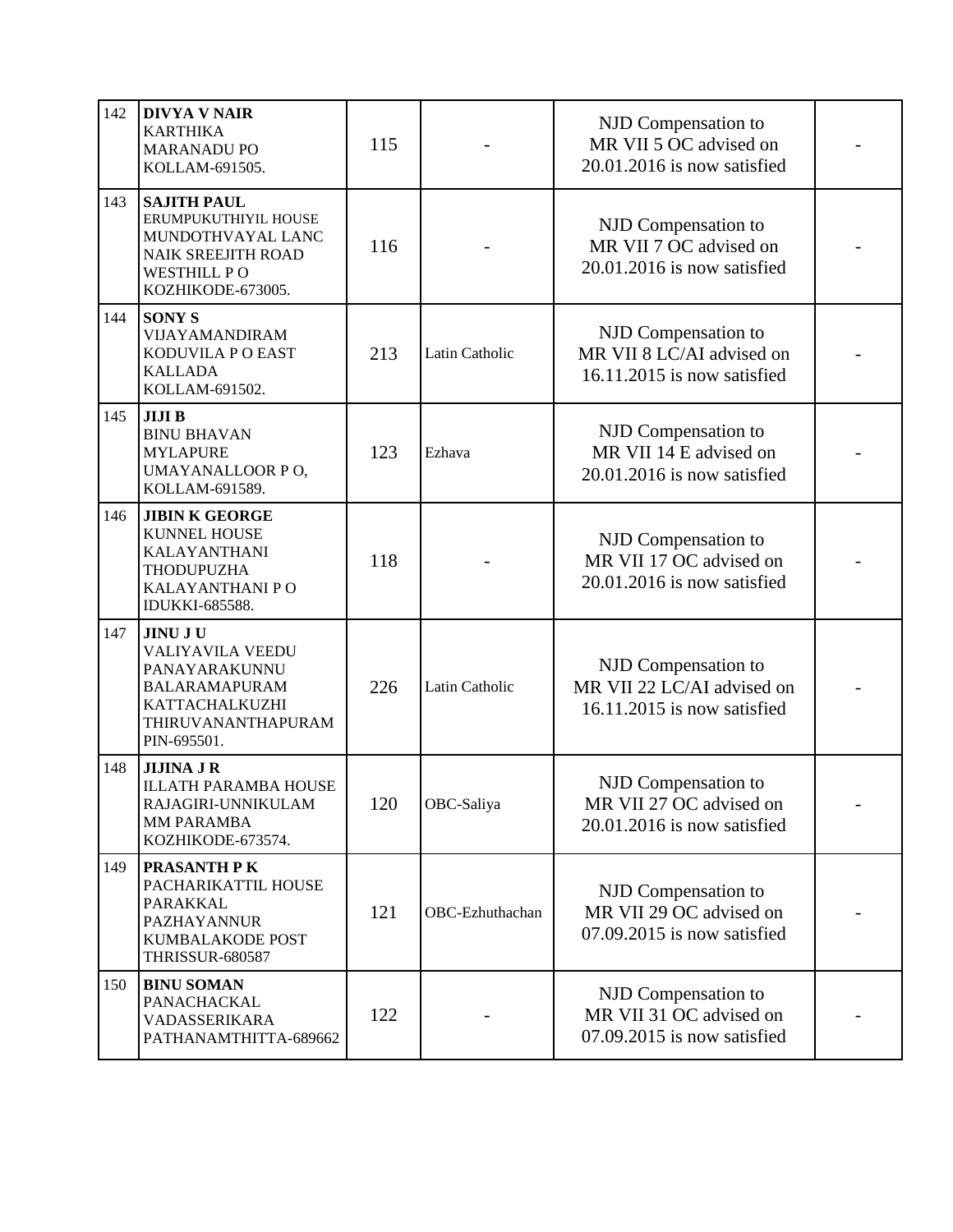| | | | | | |
|---|---|---|---|---|---|
| 142 | **DIVYA V NAIR** KARTHIKA MARANADU PO KOLLAM-691505. | 115 | - | NJD Compensation to MR VII 5 OC advised on 20.01.2016 is now satisfied | - |
| 143 | **SAJITH PAUL** ERUMPUKUTHIYIL HOUSE MUNDOTHVAYAL LANC NAIK SREEJITH ROAD WESTHILL P O KOZHIKODE-673005. | 116 | - | NJD Compensation to MR VII 7 OC advised on 20.01.2016 is now satisfied | - |
| 144 | **SONY S** VIJAYAMANDIRAM KODUVILA P O EAST KALLADA KOLLAM-691502. | 213 | Latin Catholic | NJD Compensation to MR VII 8 LC/AI advised on 16.11.2015 is now satisfied | - |
| 145 | **JIJI B** BINU BHAVAN MYLAPURE UMAYANALLOOR P O, KOLLAM-691589. | 123 | Ezhava | NJD Compensation to MR VII 14 E advised on 20.01.2016 is now satisfied | - |
| 146 | **JIBIN K GEORGE** KUNNEL HOUSE KALAYANTHANI THODUPUZHA KALAYANTHANI P O IDUKKI-685588. | 118 | - | NJD Compensation to MR VII 17 OC advised on 20.01.2016 is now satisfied | - |
| 147 | **JINU J U** VALIYAVILA VEEDU PANAYARAKUNNU BALARAMAPURAM KATTACHALKUZHI THIRUVANANTHAPURAM PIN-695501. | 226 | Latin Catholic | NJD Compensation to MR VII 22 LC/AI advised on 16.11.2015 is now satisfied | - |
| 148 | **JIJINA J R** ILLATH PARAMBA HOUSE RAJAGIRI-UNNIKULAM MM PARAMBA KOZHIKODE-673574. | 120 | OBC-Saliya | NJD Compensation to MR VII 27 OC advised on 20.01.2016 is now satisfied | - |
| 149 | **PRASANTH P K** PACHARIKATTIL HOUSE PARAKKAL PAZHAYANNUR KUMBALAKODE POST THRISSUR-680587 | 121 | OBC-Ezhuthachan | NJD Compensation to MR VII 29 OC advised on 07.09.2015 is now satisfied | - |
| 150 | **BINU SOMAN** PANACHACKAL VADASSERIKARA PATHANAMTHITTA-689662 | 122 | - | NJD Compensation to MR VII 31 OC advised on 07.09.2015 is now satisfied | - |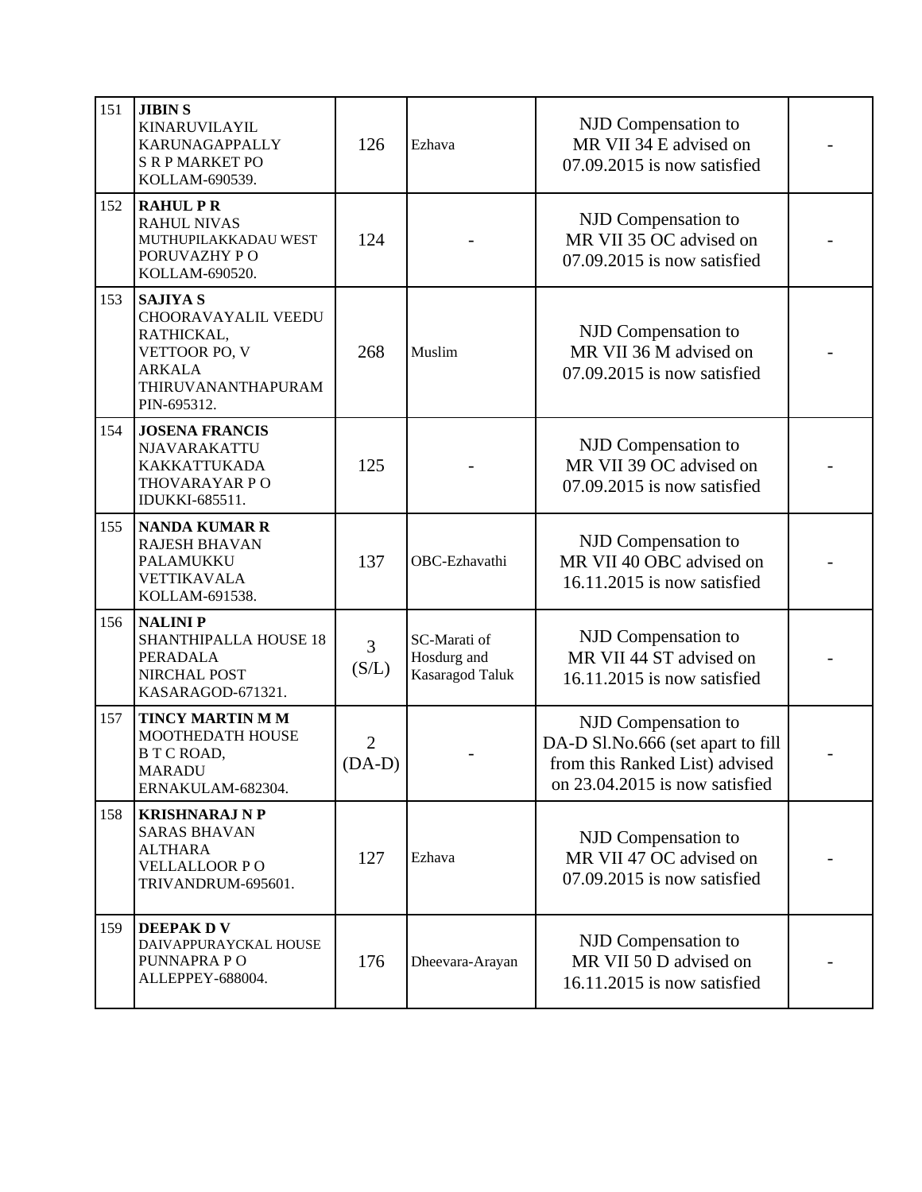| | | | | | |
|---|---|---|---|---|---|
| 151 | **JIBIN S**<br>KINARUVILAYIL<br>KARUNAGAPPALLY<br>S R P MARKET PO<br>KOLLAM-690539. | 126 | Ezhava | NJD Compensation to MR VII 34 E advised on 07.09.2015 is now satisfied | - |
| 152 | **RAHUL P R**<br>RAHUL NIVAS<br>MUTHUPILAKKADAU WEST<br>PORUVAZHY P O<br>KOLLAM-690520. | 124 | - | NJD Compensation to MR VII 35 OC advised on 07.09.2015 is now satisfied | - |
| 153 | **SAJIYA S**<br>CHOORAVAYALIL VEEDU<br>RATHICKAL,<br>VETTOOR PO, V<br>ARKALA<br>THIRUVANANTHAPURAM<br>PIN-695312. | 268 | Muslim | NJD Compensation to MR VII 36 M advised on 07.09.2015 is now satisfied | - |
| 154 | **JOSENA FRANCIS**<br>NJAVARAKATTU<br>KAKKATTUKADA<br>THOVARAYAR P O<br>IDUKKI-685511. | 125 | - | NJD Compensation to MR VII 39 OC advised on 07.09.2015 is now satisfied | - |
| 155 | **NANDA KUMAR R**<br>RAJESH BHAVAN<br>PALAMUKKU<br>VETTIKAVALA<br>KOLLAM-691538. | 137 | OBC-Ezhavathi | NJD Compensation to MR VII 40 OBC advised on 16.11.2015 is now satisfied | - |
| 156 | **NALINI P**<br>SHANTHIPALLA HOUSE 18<br>PERADALA<br>NIRCHAL POST<br>KASARAGOD-671321. | 3 (S/L) | SC-Marati of Hosdurg and Kasaragod Taluk | NJD Compensation to MR VII 44 ST advised on 16.11.2015 is now satisfied | - |
| 157 | **TINCY MARTIN M M**<br>MOOTHEDATH HOUSE<br>B T C ROAD,<br>MARADU<br>ERNAKULAM-682304. | 2 (DA-D) | - | NJD Compensation to DA-D Sl.No.666 (set apart to fill from this Ranked List) advised on 23.04.2015 is now satisfied | - |
| 158 | **KRISHNARAJ N P**<br>SARAS BHAVAN<br>ALTHARA<br>VELLALLOOR P O<br>TRIVANDRUM-695601. | 127 | Ezhava | NJD Compensation to MR VII 47 OC advised on 07.09.2015 is now satisfied | - |
| 159 | **DEEPAK D V**<br>DAIVAPPURAYCKAL HOUSE<br>PUNNAPRA P O<br>ALLEPPEY-688004. | 176 | Dheevara-Arayan | NJD Compensation to MR VII 50 D advised on 16.11.2015 is now satisfied | - |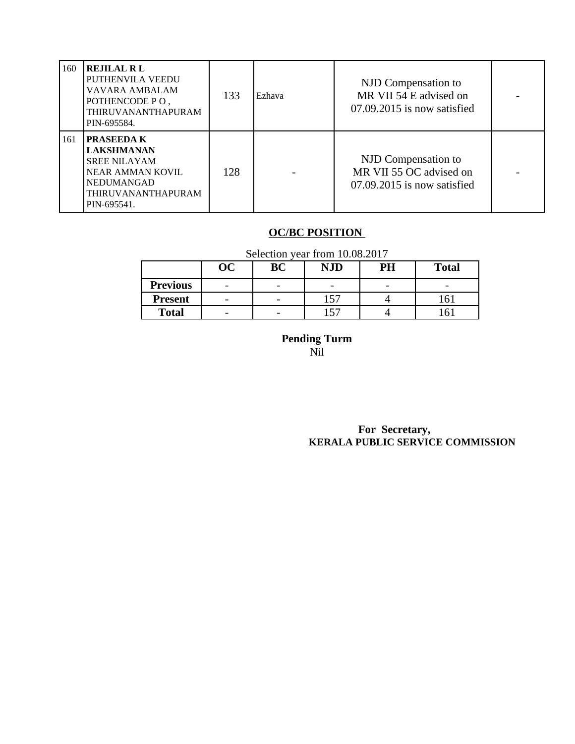| | | | | | |
|---|---|---|---|---|---|
| 160 | **REJILAL R L** PUTHENVILA VEEDU VAVARA AMBALAM POTHENCODE P O , THIRUVANANTHAPURAM PIN-695584. | 133 | Ezhava | NJD Compensation to MR VII 54 E advised on 07.09.2015 is now satisfied | - |
| 161 | **PRASEEDA K LAKSHMANAN** SREE NILAYAM NEAR AMMAN KOVIL NEDUMANGAD THIRUVANANTHAPURAM PIN-695541. | 128 | - | NJD Compensation to MR VII 55 OC advised on 07.09.2015 is now satisfied | - |

**OC/BC POSITION**

Selection year from 10.08.2017

| | OC | BC | NJD | PH | Total |
|---|---|---|---|---|---|
| **Previous** | - | - | - | - | - |
| **Present** | - | - | 157 | 4 | 161 |
| **Total** | - | - | 157 | 4 | 161 |

**Pending Turm**

Nil

**For Secretary,**
**KERALA PUBLIC SERVICE COMMISSION**